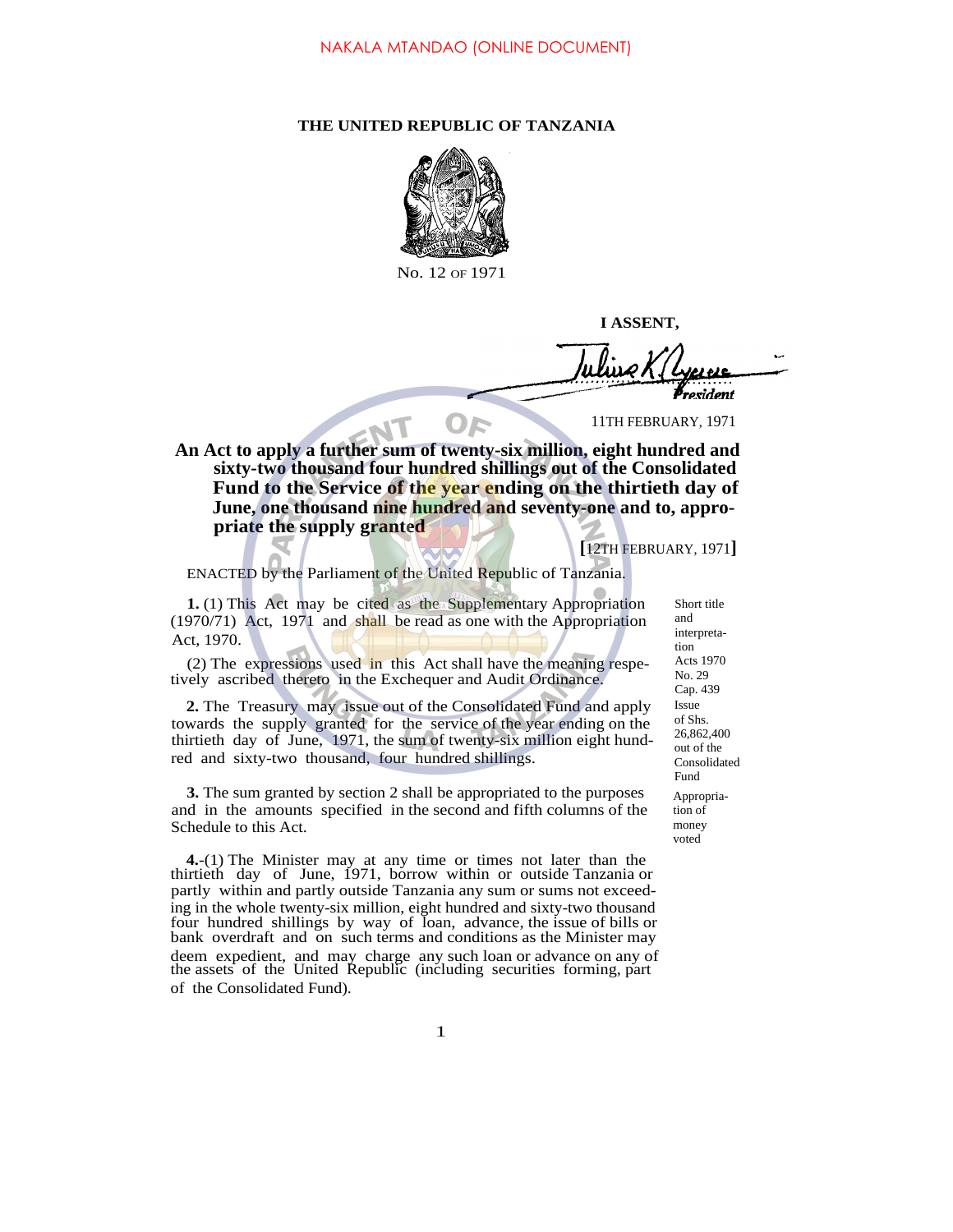NAKALA MTANDAO (ONLINE DOCUMENT)

**THE UNITED REPUBLIC OF TANZANIA**

No. 12 OF 1971

**I ASSENT,**

*President*

11TH FEBRUARY, 1971

**An Act to apply a further sum of twenty-six million, eight hundred and sixty-two thousand four hundred shillings out of the Consolidated Fund to the Service of the year ending on the thirtieth day of June, one thousand nine hundred and seventy-one and to, appropriate the supply granted**

**[**12TH FEBRUARY, 1971**]**

ENACTED by the Parliament of the United Republic of Tanzania.

*Short title and interpretation*
*Acts 1970 No. 29*
*Cap. 439*

**1.** (1) This Act may be cited as the Supplementary Appropriation (1970/71) Act, 1971 and shall be read as one with the Appropriation Act, 1970.

(2) The expressions used in this Act shall have the meaning respectively ascribed thereto in the Exchequer and Audit Ordinance.

*Issue of Shs. 26,862,400 out of the Consolidated Fund*

**2.** The Treasury may issue out of the Consolidated Fund and apply towards the supply granted for the service of the year ending on the thirtieth day of June, 1971, the sum of twenty-six million eight hundred and sixty-two thousand, four hundred shillings.

*Appropriation of money voted*

**3.** The sum granted by section 2 shall be appropriated to the purposes and in the amounts specified in the second and fifth columns of the Schedule to this Act.

**4.**-(1) The Minister may at any time or times not later than the thirtieth day of June, 1971, borrow within or outside Tanzania or partly within and partly outside Tanzania any sum or sums not exceeding in the whole twenty-six million, eight hundred and sixty-two thousand four hundred shillings by way of loan, advance, the issue of bills or bank overdraft and on such terms and conditions as the Minister may deem expedient, and may charge any such loan or advance on any of the assets of the United Republic (including securities forming, part of the Consolidated Fund).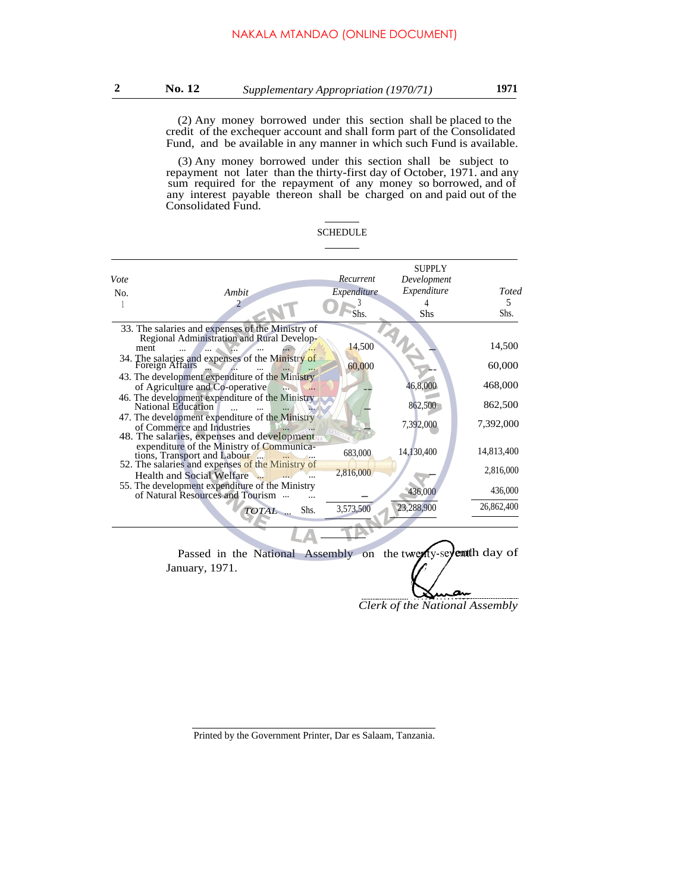(2) Any money borrowed under this section shall be placed to the credit of the exchequer account and shall form part of the Consolidated Fund, and be available in any manner in which such Fund is available.

(3) Any money borrowed under this section shall be subject to repayment not later than the thirty-first day of October, 1971. and any sum required for the repayment of any money so borrowed, and of any interest payable thereon shall be charged on and paid out of the Consolidated Fund.

SCHEDULE

| Vote No. 1 | Ambit 2 | SUPPLY Recurrent Expenditure 3 Shs. | Development Expenditure 4 Shs | Toted 5 Shs. |
|---|---|---|---|---|
| 33. | The salaries and expenses of the Ministry of Regional Administration and Rural Development ... ... ... ... ... | 14,500 | — | 14,500 |
| 34. | The salaries and expenses of the Ministry of Foreign Affairs ... ... ... ... | 60,000 | — | 60,000 |
| 43. | The development expenditure of the Ministry of Agriculture and Co-operative ... ... | — | 46,8,000 | 468,000 |
| 46. | The development expenditure of the Ministry National Education ... ... ... ... | — | 862,500 | 862,500 |
| 47. | The development expenditure of the Ministry of Commerce and Industries ... ... | — | 7,392,000 | 7,392,000 |
| 48. | The salaries, expenses and development expenditure of the Ministry of Communications, Transport and Labour ... ... ... | 683,000 | 14,130,400 | 14,813,400 |
| 52. | The salaries and expenses of the Ministry of Health and Social Welfare ... ... ... | 2,816,000 | — | 2,816,000 |
| 55. | The development expenditure of the Ministry of Natural Resources and Tourism ... ... | — | 436,000 | 436,000 |
| | *TOTAL* ... Shs. | 3,573,500 | 23,288,900 | 26,862,400 |

Passed in the National Assembly on the twenty-seventh day of January, 1971.

*Clerk of the National Assembly*

Printed by the Government Printer, Dar es Salaam, Tanzania.